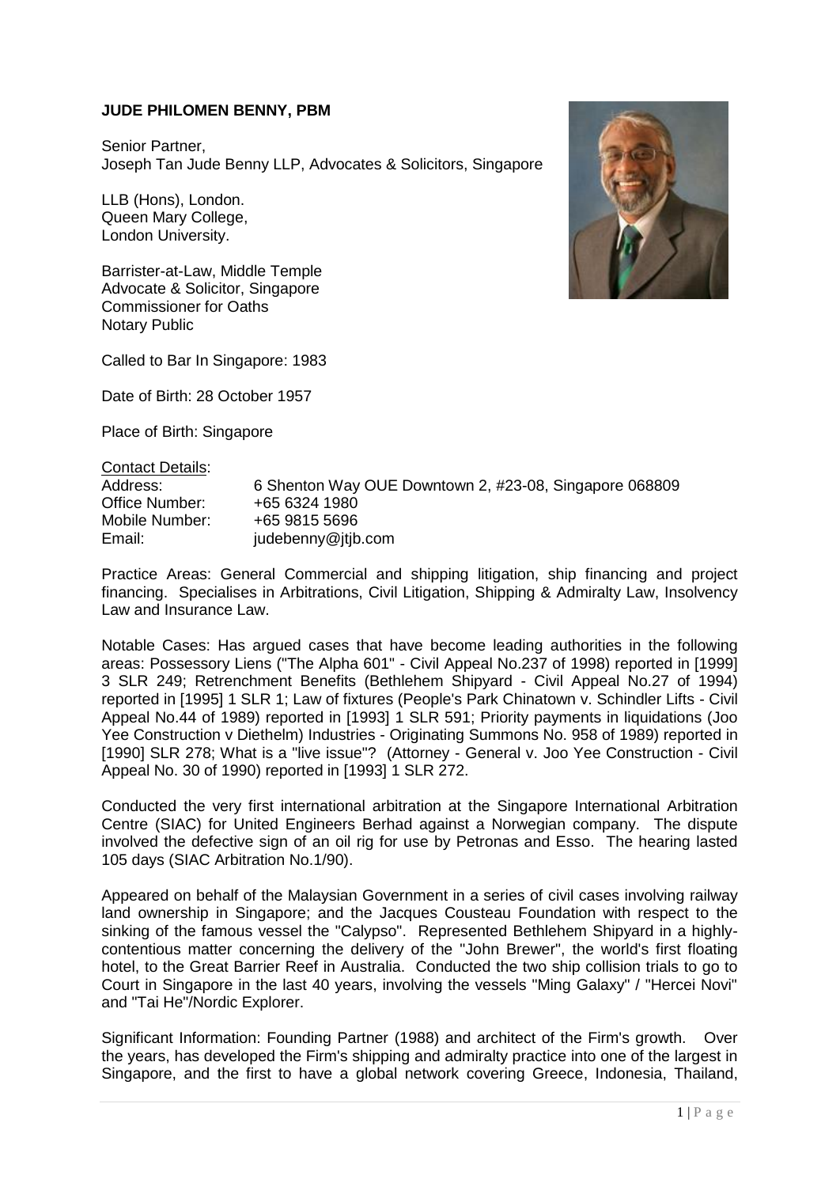**JUDE PHILOMEN BENNY, PBM**

Senior Partner,
Joseph Tan Jude Benny LLP, Advocates & Solicitors, Singapore

LLB (Hons), London.
Queen Mary College,
London University.

Barrister-at-Law, Middle Temple
Advocate & Solicitor, Singapore
Commissioner for Oaths
Notary Public

Called to Bar In Singapore: 1983

Date of Birth: 28 October 1957

Place of Birth: Singapore

Contact Details:

| | |
|---|---|
| Address: | 6 Shenton Way OUE Downtown 2, #23-08, Singapore 068809 |
| Office Number: | +65 6324 1980 |
| Mobile Number: | +65 9815 5696 |
| Email: | judebenny@jtjb.com |

Practice Areas: General Commercial and shipping litigation, ship financing and project financing. Specialises in Arbitrations, Civil Litigation, Shipping & Admiralty Law, Insolvency Law and Insurance Law.

Notable Cases: Has argued cases that have become leading authorities in the following areas: Possessory Liens ("The Alpha 601" - Civil Appeal No.237 of 1998) reported in [1999] 3 SLR 249; Retrenchment Benefits (Bethlehem Shipyard - Civil Appeal No.27 of 1994) reported in [1995] 1 SLR 1; Law of fixtures (People's Park Chinatown v. Schindler Lifts - Civil Appeal No.44 of 1989) reported in [1993] 1 SLR 591; Priority payments in liquidations (Joo Yee Construction v Diethelm) Industries - Originating Summons No. 958 of 1989) reported in [1990] SLR 278; What is a "live issue"? (Attorney - General v. Joo Yee Construction - Civil Appeal No. 30 of 1990) reported in [1993] 1 SLR 272.

Conducted the very first international arbitration at the Singapore International Arbitration Centre (SIAC) for United Engineers Berhad against a Norwegian company. The dispute involved the defective sign of an oil rig for use by Petronas and Esso. The hearing lasted 105 days (SIAC Arbitration No.1/90).

Appeared on behalf of the Malaysian Government in a series of civil cases involving railway land ownership in Singapore; and the Jacques Cousteau Foundation with respect to the sinking of the famous vessel the "Calypso". Represented Bethlehem Shipyard in a highly-contentious matter concerning the delivery of the "John Brewer", the world's first floating hotel, to the Great Barrier Reef in Australia. Conducted the two ship collision trials to go to Court in Singapore in the last 40 years, involving the vessels "Ming Galaxy" / "Hercei Novi" and "Tai He"/Nordic Explorer.

Significant Information: Founding Partner (1988) and architect of the Firm's growth. Over the years, has developed the Firm's shipping and admiralty practice into one of the largest in Singapore, and the first to have a global network covering Greece, Indonesia, Thailand,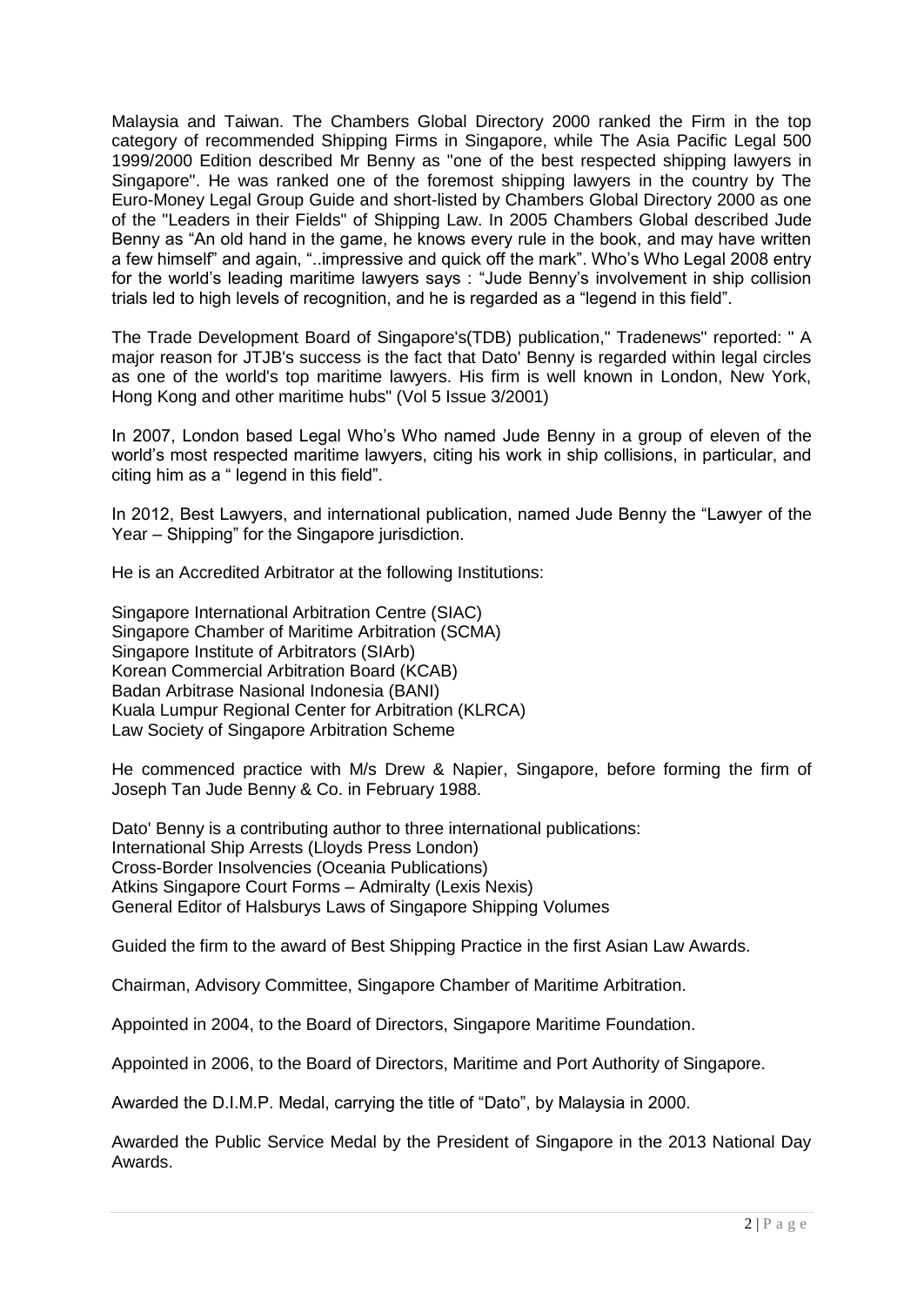Malaysia and Taiwan. The Chambers Global Directory 2000 ranked the Firm in the top category of recommended Shipping Firms in Singapore, while The Asia Pacific Legal 500 1999/2000 Edition described Mr Benny as "one of the best respected shipping lawyers in Singapore". He was ranked one of the foremost shipping lawyers in the country by The Euro-Money Legal Group Guide and short-listed by Chambers Global Directory 2000 as one of the "Leaders in their Fields" of Shipping Law. In 2005 Chambers Global described Jude Benny as "An old hand in the game, he knows every rule in the book, and may have written a few himself" and again, "..impressive and quick off the mark". Who's Who Legal 2008 entry for the world's leading maritime lawyers says : "Jude Benny's involvement in ship collision trials led to high levels of recognition, and he is regarded as a "legend in this field".

The Trade Development Board of Singapore's(TDB) publication," Tradenews" reported: " A major reason for JTJB's success is the fact that Dato' Benny is regarded within legal circles as one of the world's top maritime lawyers. His firm is well known in London, New York, Hong Kong and other maritime hubs" (Vol 5 Issue 3/2001)

In 2007, London based Legal Who's Who named Jude Benny in a group of eleven of the world's most respected maritime lawyers, citing his work in ship collisions, in particular, and citing him as a " legend in this field".

In 2012, Best Lawyers, and international publication, named Jude Benny the "Lawyer of the Year – Shipping" for the Singapore jurisdiction.

He is an Accredited Arbitrator at the following Institutions:

Singapore International Arbitration Centre (SIAC)
Singapore Chamber of Maritime Arbitration (SCMA)
Singapore Institute of Arbitrators (SIArb)
Korean Commercial Arbitration Board (KCAB)
Badan Arbitrase Nasional Indonesia (BANI)
Kuala Lumpur Regional Center for Arbitration (KLRCA)
Law Society of Singapore Arbitration Scheme

He commenced practice with M/s Drew & Napier, Singapore, before forming the firm of Joseph Tan Jude Benny & Co. in February 1988.

Dato' Benny is a contributing author to three international publications:
International Ship Arrests (Lloyds Press London)
Cross-Border Insolvencies (Oceania Publications)
Atkins Singapore Court Forms – Admiralty (Lexis Nexis)
General Editor of Halsburys Laws of Singapore Shipping Volumes

Guided the firm to the award of Best Shipping Practice in the first Asian Law Awards.

Chairman, Advisory Committee, Singapore Chamber of Maritime Arbitration.

Appointed in 2004, to the Board of Directors, Singapore Maritime Foundation.

Appointed in 2006, to the Board of Directors, Maritime and Port Authority of Singapore.

Awarded the D.I.M.P. Medal, carrying the title of "Dato", by Malaysia in 2000.

Awarded the Public Service Medal by the President of Singapore in the 2013 National Day Awards.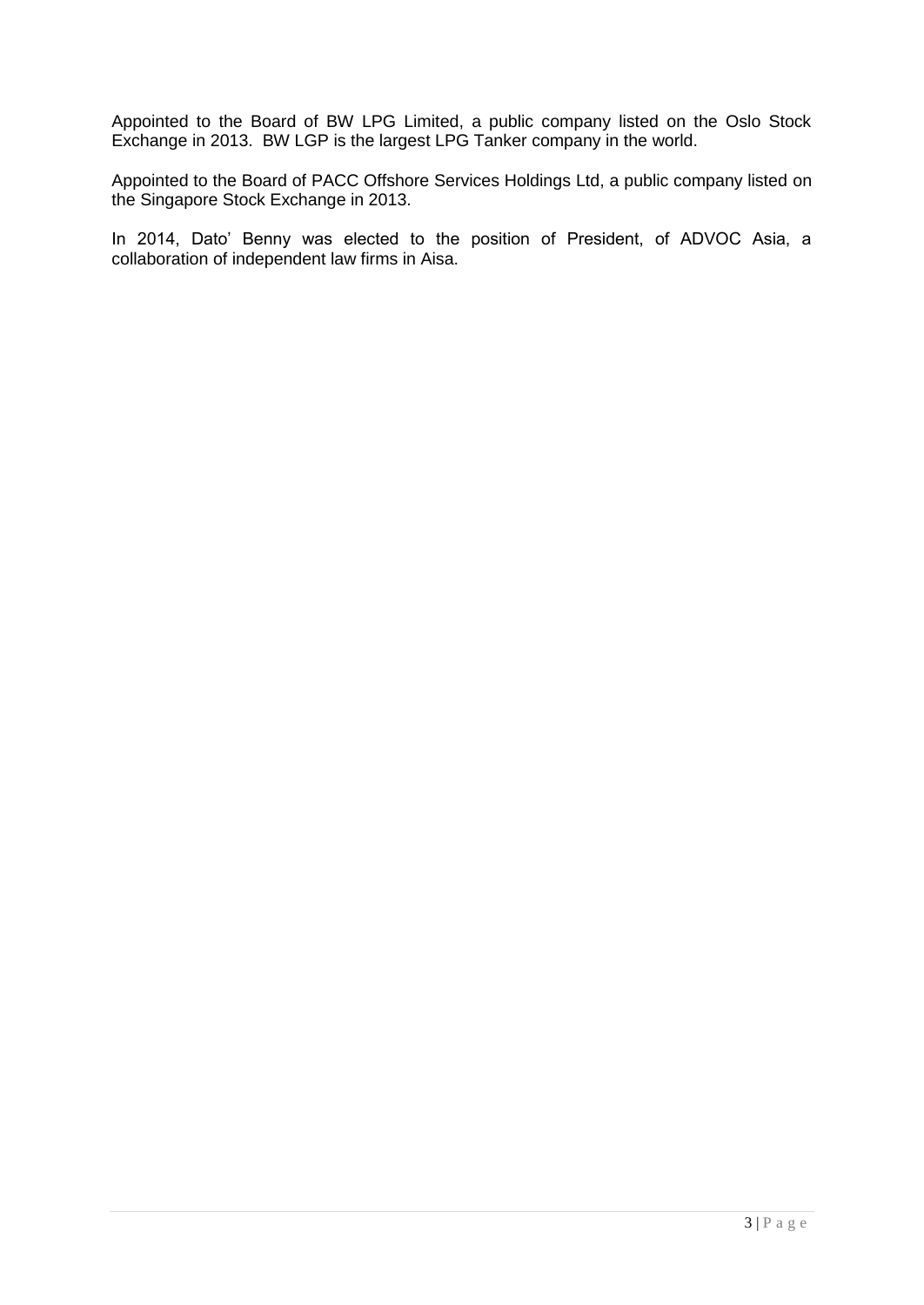Appointed to the Board of BW LPG Limited, a public company listed on the Oslo Stock Exchange in 2013. BW LGP is the largest LPG Tanker company in the world.

Appointed to the Board of PACC Offshore Services Holdings Ltd, a public company listed on the Singapore Stock Exchange in 2013.

In 2014, Dato' Benny was elected to the position of President, of ADVOC Asia, a collaboration of independent law firms in Aisa.